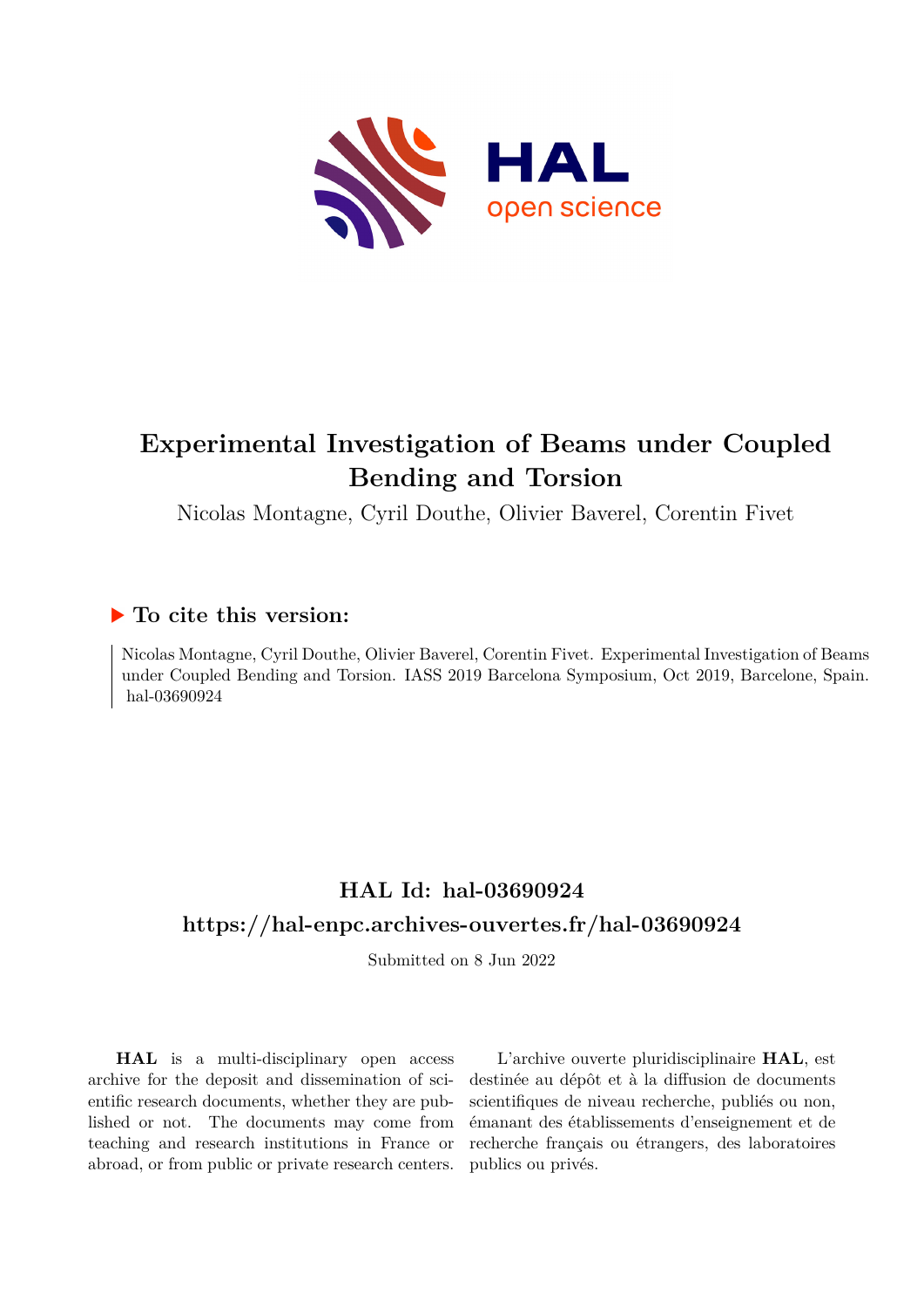# Experimental Investigation of Beams under Coupled Bending and Torsion

Nicolas Montagne, Cyril Douthe, Olivier Baverel, Corentin Fivet

## ▶ To cite this version:

Nicolas Montagne, Cyril Douthe, Olivier Baverel, Corentin Fivet. Experimental Investigation of Beams under Coupled Bending and Torsion. IASS 2019 Barcelona Symposium, Oct 2019, Barcelone, Spain. hal-03690924

## HAL Id: hal-03690924

## https://hal-enpc.archives-ouvertes.fr/hal-03690924

Submitted on 8 Jun 2022

**HAL** is a multi-disciplinary open access archive for the deposit and dissemination of scientific research documents, whether they are published or not. The documents may come from teaching and research institutions in France or abroad, or from public or private research centers.

L'archive ouverte pluridisciplinaire **HAL**, est destinée au dépôt et à la diffusion de documents scientifiques de niveau recherche, publiés ou non, émanant des établissements d'enseignement et de recherche français ou étrangers, des laboratoires publics ou privés.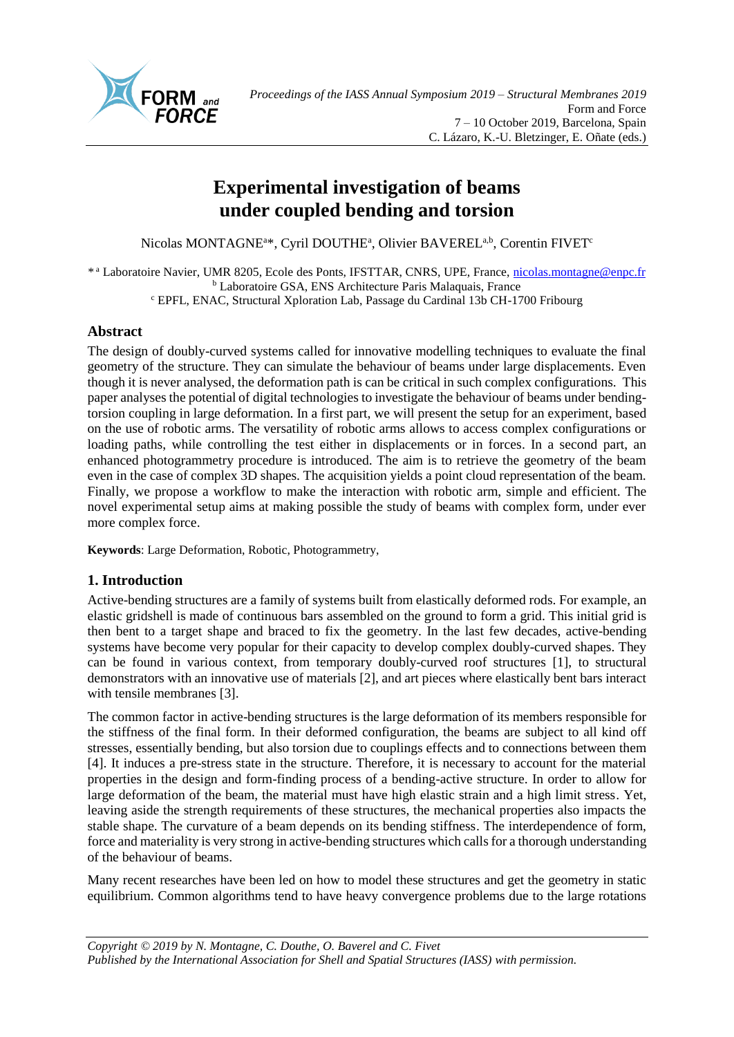# Experimental investigation of beams under coupled bending and torsion

Nicolas MONTAGNE[a]*, Cyril DOUTHE[a], Olivier BAVEREL[a,b], Corentin FIVET[c]

* [a] Laboratoire Navier, UMR 8205, Ecole des Ponts, IFSTTAR, CNRS, UPE, France, nicolas.montagne@enpc.fr
[b] Laboratoire GSA, ENS Architecture Paris Malaquais, France
[c] EPFL, ENAC, Structural Xploration Lab, Passage du Cardinal 13b CH-1700 Fribourg

## Abstract

The design of doubly-curved systems called for innovative modelling techniques to evaluate the final geometry of the structure. They can simulate the behaviour of beams under large displacements. Even though it is never analysed, the deformation path is can be critical in such complex configurations. This paper analyses the potential of digital technologies to investigate the behaviour of beams under bending-torsion coupling in large deformation. In a first part, we will present the setup for an experiment, based on the use of robotic arms. The versatility of robotic arms allows to access complex configurations or loading paths, while controlling the test either in displacements or in forces. In a second part, an enhanced photogrammetry procedure is introduced. The aim is to retrieve the geometry of the beam even in the case of complex 3D shapes. The acquisition yields a point cloud representation of the beam. Finally, we propose a workflow to make the interaction with robotic arm, simple and efficient. The novel experimental setup aims at making possible the study of beams with complex form, under ever more complex force.

**Keywords**: Large Deformation, Robotic, Photogrammetry,

## 1. Introduction

Active-bending structures are a family of systems built from elastically deformed rods. For example, an elastic gridshell is made of continuous bars assembled on the ground to form a grid. This initial grid is then bent to a target shape and braced to fix the geometry. In the last few decades, active-bending systems have become very popular for their capacity to develop complex doubly-curved shapes. They can be found in various context, from temporary doubly-curved roof structures [1], to structural demonstrators with an innovative use of materials [2], and art pieces where elastically bent bars interact with tensile membranes [3].

The common factor in active-bending structures is the large deformation of its members responsible for the stiffness of the final form. In their deformed configuration, the beams are subject to all kind off stresses, essentially bending, but also torsion due to couplings effects and to connections between them [4]. It induces a pre-stress state in the structure. Therefore, it is necessary to account for the material properties in the design and form-finding process of a bending-active structure. In order to allow for large deformation of the beam, the material must have high elastic strain and a high limit stress. Yet, leaving aside the strength requirements of these structures, the mechanical properties also impacts the stable shape. The curvature of a beam depends on its bending stiffness. The interdependence of form, force and materiality is very strong in active-bending structures which calls for a thorough understanding of the behaviour of beams.

Many recent researches have been led on how to model these structures and get the geometry in static equilibrium. Common algorithms tend to have heavy convergence problems due to the large rotations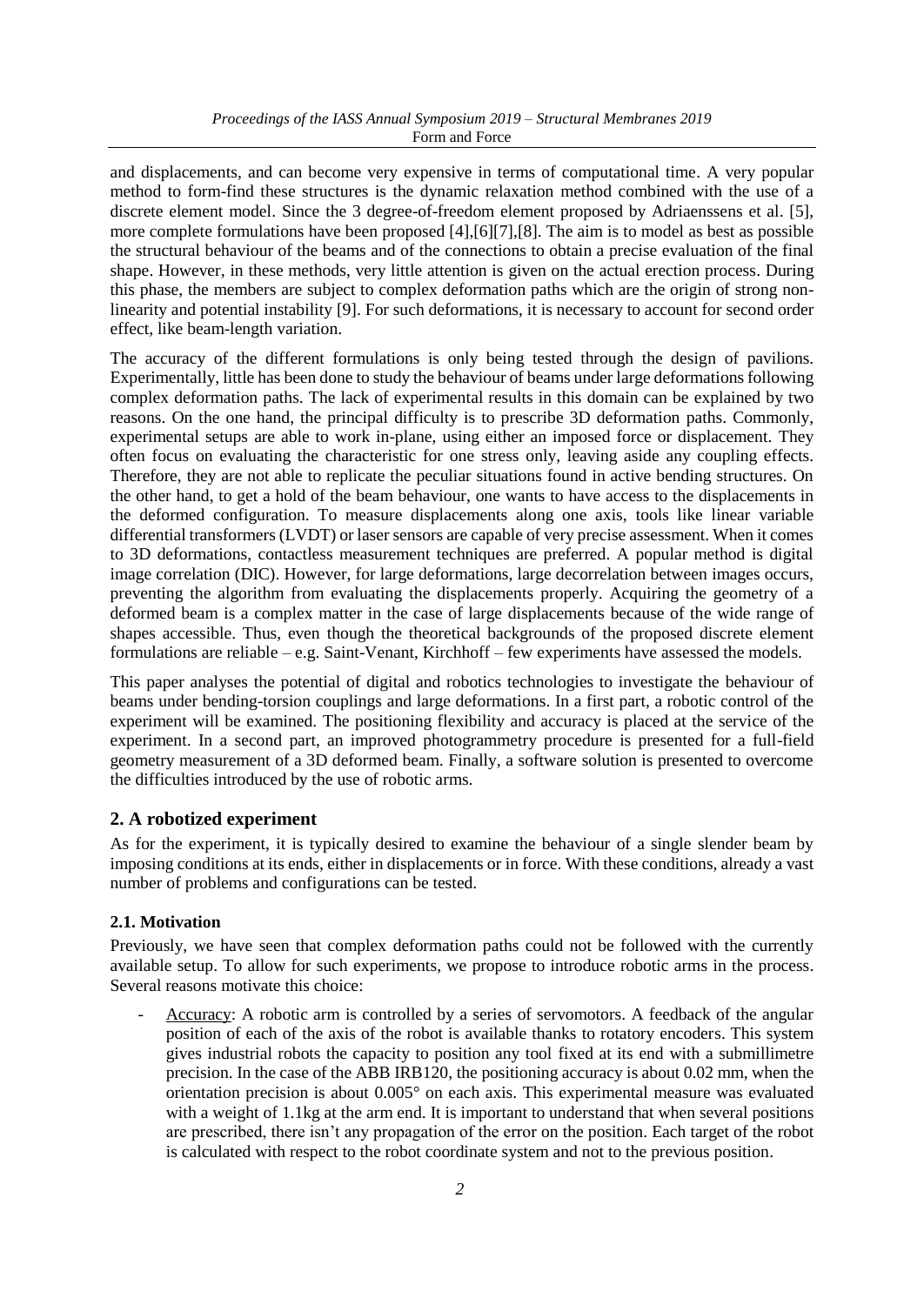and displacements, and can become very expensive in terms of computational time. A very popular method to form-find these structures is the dynamic relaxation method combined with the use of a discrete element model. Since the 3 degree-of-freedom element proposed by Adriaenssens et al. [5], more complete formulations have been proposed [4],[6][7],[8]. The aim is to model as best as possible the structural behaviour of the beams and of the connections to obtain a precise evaluation of the final shape. However, in these methods, very little attention is given on the actual erection process. During this phase, the members are subject to complex deformation paths which are the origin of strong non-linearity and potential instability [9]. For such deformations, it is necessary to account for second order effect, like beam-length variation.

The accuracy of the different formulations is only being tested through the design of pavilions. Experimentally, little has been done to study the behaviour of beams under large deformations following complex deformation paths. The lack of experimental results in this domain can be explained by two reasons. On the one hand, the principal difficulty is to prescribe 3D deformation paths. Commonly, experimental setups are able to work in-plane, using either an imposed force or displacement. They often focus on evaluating the characteristic for one stress only, leaving aside any coupling effects. Therefore, they are not able to replicate the peculiar situations found in active bending structures. On the other hand, to get a hold of the beam behaviour, one wants to have access to the displacements in the deformed configuration. To measure displacements along one axis, tools like linear variable differential transformers (LVDT) or laser sensors are capable of very precise assessment. When it comes to 3D deformations, contactless measurement techniques are preferred. A popular method is digital image correlation (DIC). However, for large deformations, large decorrelation between images occurs, preventing the algorithm from evaluating the displacements properly. Acquiring the geometry of a deformed beam is a complex matter in the case of large displacements because of the wide range of shapes accessible. Thus, even though the theoretical backgrounds of the proposed discrete element formulations are reliable – e.g. Saint-Venant, Kirchhoff – few experiments have assessed the models.

This paper analyses the potential of digital and robotics technologies to investigate the behaviour of beams under bending-torsion couplings and large deformations. In a first part, a robotic control of the experiment will be examined. The positioning flexibility and accuracy is placed at the service of the experiment. In a second part, an improved photogrammetry procedure is presented for a full-field geometry measurement of a 3D deformed beam. Finally, a software solution is presented to overcome the difficulties introduced by the use of robotic arms.

## 2. A robotized experiment

As for the experiment, it is typically desired to examine the behaviour of a single slender beam by imposing conditions at its ends, either in displacements or in force. With these conditions, already a vast number of problems and configurations can be tested.

### 2.1. Motivation

Previously, we have seen that complex deformation paths could not be followed with the currently available setup. To allow for such experiments, we propose to introduce robotic arms in the process. Several reasons motivate this choice:

- Accuracy: A robotic arm is controlled by a series of servomotors. A feedback of the angular position of each of the axis of the robot is available thanks to rotatory encoders. This system gives industrial robots the capacity to position any tool fixed at its end with a submillimetre precision. In the case of the ABB IRB120, the positioning accuracy is about 0.02 mm, when the orientation precision is about 0.005° on each axis. This experimental measure was evaluated with a weight of 1.1kg at the arm end. It is important to understand that when several positions are prescribed, there isn't any propagation of the error on the position. Each target of the robot is calculated with respect to the robot coordinate system and not to the previous position.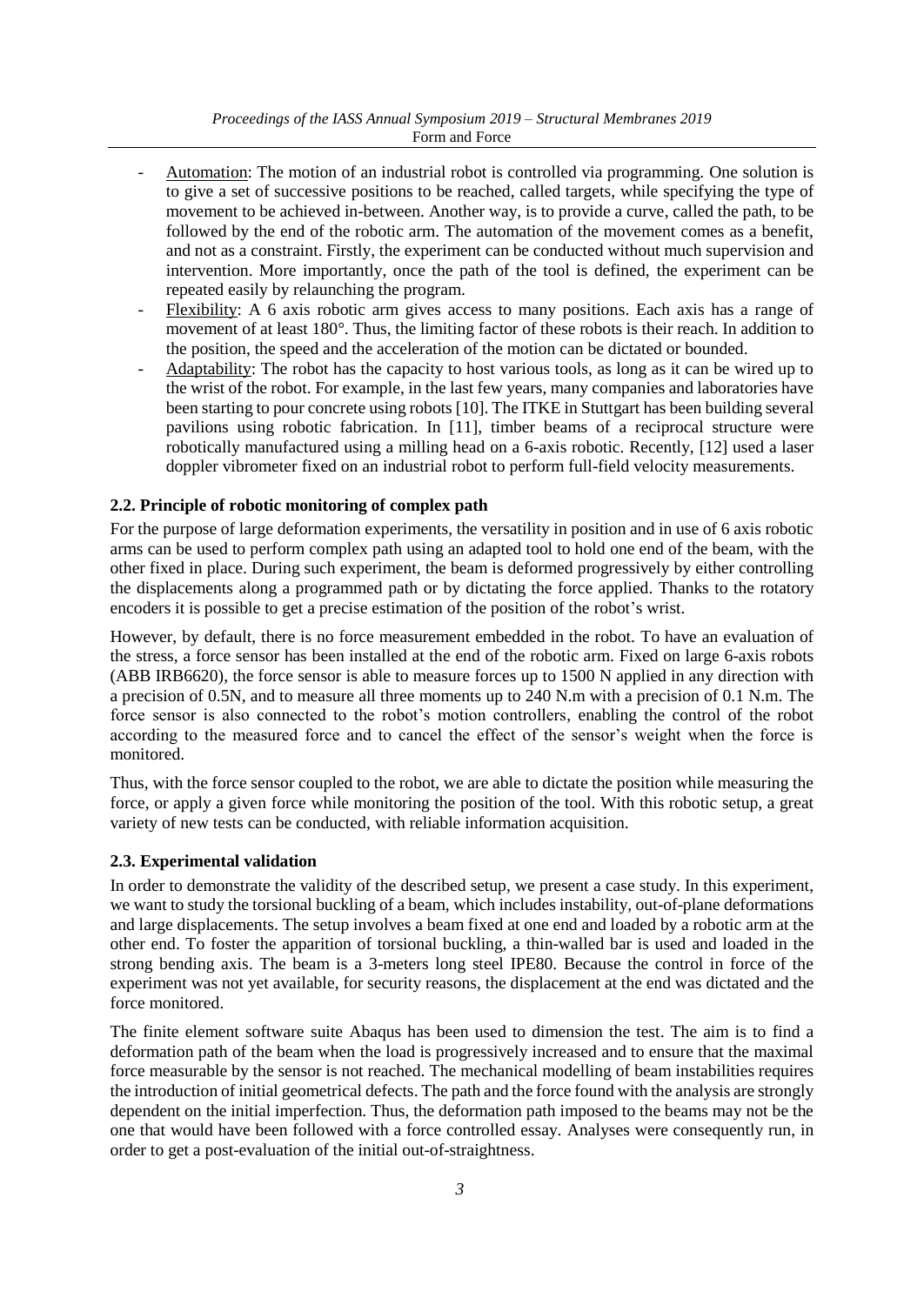- Automation: The motion of an industrial robot is controlled via programming. One solution is to give a set of successive positions to be reached, called targets, while specifying the type of movement to be achieved in-between. Another way, is to provide a curve, called the path, to be followed by the end of the robotic arm. The automation of the movement comes as a benefit, and not as a constraint. Firstly, the experiment can be conducted without much supervision and intervention. More importantly, once the path of the tool is defined, the experiment can be repeated easily by relaunching the program.
- Flexibility: A 6 axis robotic arm gives access to many positions. Each axis has a range of movement of at least 180°. Thus, the limiting factor of these robots is their reach. In addition to the position, the speed and the acceleration of the motion can be dictated or bounded.
- Adaptability: The robot has the capacity to host various tools, as long as it can be wired up to the wrist of the robot. For example, in the last few years, many companies and laboratories have been starting to pour concrete using robots [10]. The ITKE in Stuttgart has been building several pavilions using robotic fabrication. In [11], timber beams of a reciprocal structure were robotically manufactured using a milling head on a 6-axis robotic. Recently, [12] used a laser doppler vibrometer fixed on an industrial robot to perform full-field velocity measurements.

### 2.2. Principle of robotic monitoring of complex path

For the purpose of large deformation experiments, the versatility in position and in use of 6 axis robotic arms can be used to perform complex path using an adapted tool to hold one end of the beam, with the other fixed in place. During such experiment, the beam is deformed progressively by either controlling the displacements along a programmed path or by dictating the force applied. Thanks to the rotatory encoders it is possible to get a precise estimation of the position of the robot's wrist.

However, by default, there is no force measurement embedded in the robot. To have an evaluation of the stress, a force sensor has been installed at the end of the robotic arm. Fixed on large 6-axis robots (ABB IRB6620), the force sensor is able to measure forces up to 1500 N applied in any direction with a precision of 0.5N, and to measure all three moments up to 240 N.m with a precision of 0.1 N.m. The force sensor is also connected to the robot's motion controllers, enabling the control of the robot according to the measured force and to cancel the effect of the sensor's weight when the force is monitored.

Thus, with the force sensor coupled to the robot, we are able to dictate the position while measuring the force, or apply a given force while monitoring the position of the tool. With this robotic setup, a great variety of new tests can be conducted, with reliable information acquisition.

### 2.3. Experimental validation

In order to demonstrate the validity of the described setup, we present a case study. In this experiment, we want to study the torsional buckling of a beam, which includes instability, out-of-plane deformations and large displacements. The setup involves a beam fixed at one end and loaded by a robotic arm at the other end. To foster the apparition of torsional buckling, a thin-walled bar is used and loaded in the strong bending axis. The beam is a 3-meters long steel IPE80. Because the control in force of the experiment was not yet available, for security reasons, the displacement at the end was dictated and the force monitored.

The finite element software suite Abaqus has been used to dimension the test. The aim is to find a deformation path of the beam when the load is progressively increased and to ensure that the maximal force measurable by the sensor is not reached. The mechanical modelling of beam instabilities requires the introduction of initial geometrical defects. The path and the force found with the analysis are strongly dependent on the initial imperfection. Thus, the deformation path imposed to the beams may not be the one that would have been followed with a force controlled essay. Analyses were consequently run, in order to get a post-evaluation of the initial out-of-straightness.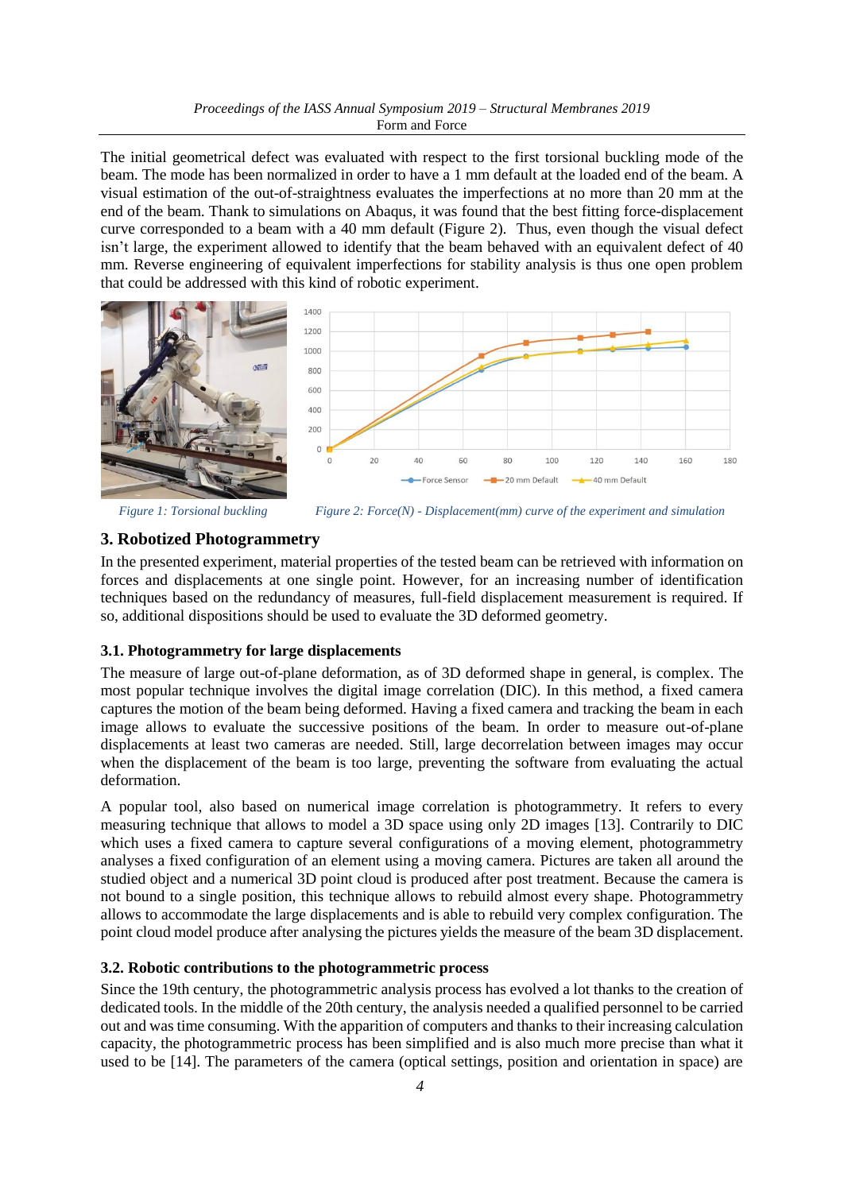The initial geometrical defect was evaluated with respect to the first torsional buckling mode of the beam. The mode has been normalized in order to have a 1 mm default at the loaded end of the beam. A visual estimation of the out-of-straightness evaluates the imperfections at no more than 20 mm at the end of the beam. Thank to simulations on Abaqus, it was found that the best fitting force-displacement curve corresponded to a beam with a 40 mm default (Figure 2). Thus, even though the visual defect isn't large, the experiment allowed to identify that the beam behaved with an equivalent defect of 40 mm. Reverse engineering of equivalent imperfections for stability analysis is thus one open problem that could be addressed with this kind of robotic experiment.

*Figure 1: Torsional buckling*

*Figure 2: Force(N) - Displacement(mm) curve of the experiment and simulation*

## 3. Robotized Photogrammetry

In the presented experiment, material properties of the tested beam can be retrieved with information on forces and displacements at one single point. However, for an increasing number of identification techniques based on the redundancy of measures, full-field displacement measurement is required. If so, additional dispositions should be used to evaluate the 3D deformed geometry.

### 3.1. Photogrammetry for large displacements

The measure of large out-of-plane deformation, as of 3D deformed shape in general, is complex. The most popular technique involves the digital image correlation (DIC). In this method, a fixed camera captures the motion of the beam being deformed. Having a fixed camera and tracking the beam in each image allows to evaluate the successive positions of the beam. In order to measure out-of-plane displacements at least two cameras are needed. Still, large decorrelation between images may occur when the displacement of the beam is too large, preventing the software from evaluating the actual deformation.

A popular tool, also based on numerical image correlation is photogrammetry. It refers to every measuring technique that allows to model a 3D space using only 2D images [13]. Contrarily to DIC which uses a fixed camera to capture several configurations of a moving element, photogrammetry analyses a fixed configuration of an element using a moving camera. Pictures are taken all around the studied object and a numerical 3D point cloud is produced after post treatment. Because the camera is not bound to a single position, this technique allows to rebuild almost every shape. Photogrammetry allows to accommodate the large displacements and is able to rebuild very complex configuration. The point cloud model produce after analysing the pictures yields the measure of the beam 3D displacement.

### 3.2. Robotic contributions to the photogrammetric process

Since the 19th century, the photogrammetric analysis process has evolved a lot thanks to the creation of dedicated tools. In the middle of the 20th century, the analysis needed a qualified personnel to be carried out and was time consuming. With the apparition of computers and thanks to their increasing calculation capacity, the photogrammetric process has been simplified and is also much more precise than what it used to be [14]. The parameters of the camera (optical settings, position and orientation in space) are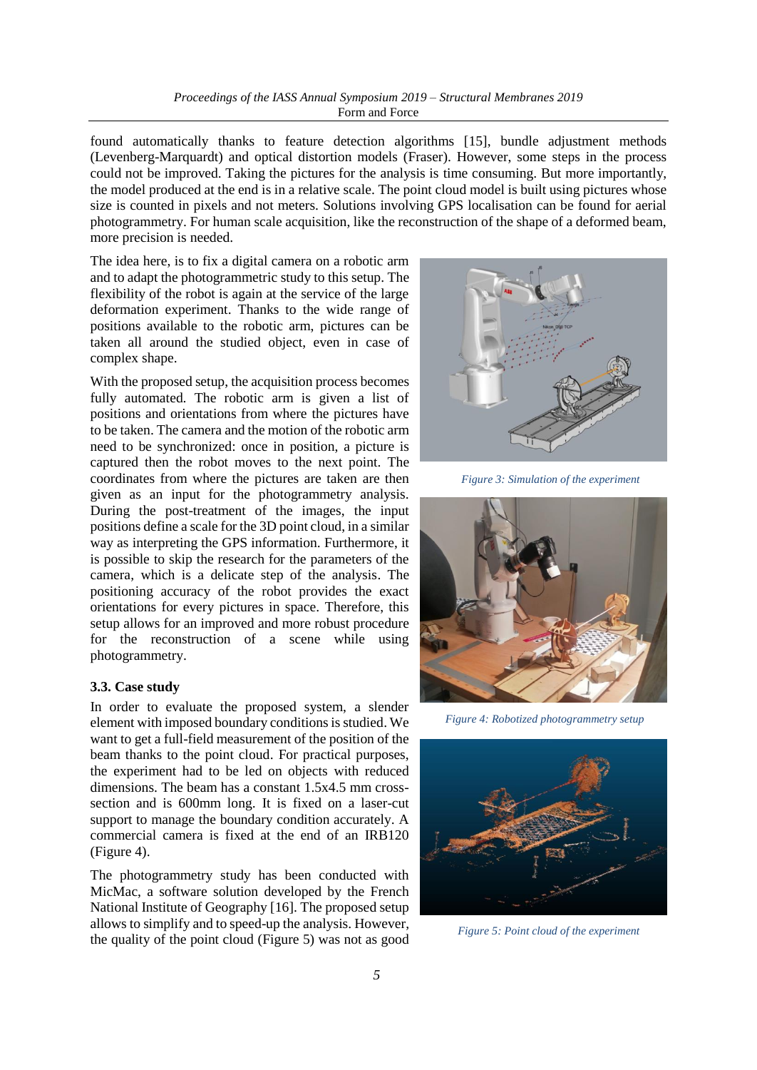found automatically thanks to feature detection algorithms [15], bundle adjustment methods (Levenberg-Marquardt) and optical distortion models (Fraser). However, some steps in the process could not be improved. Taking the pictures for the analysis is time consuming. But more importantly, the model produced at the end is in a relative scale. The point cloud model is built using pictures whose size is counted in pixels and not meters. Solutions involving GPS localisation can be found for aerial photogrammetry. For human scale acquisition, like the reconstruction of the shape of a deformed beam, more precision is needed.

The idea here, is to fix a digital camera on a robotic arm and to adapt the photogrammetric study to this setup. The flexibility of the robot is again at the service of the large deformation experiment. Thanks to the wide range of positions available to the robotic arm, pictures can be taken all around the studied object, even in case of complex shape.

With the proposed setup, the acquisition process becomes fully automated. The robotic arm is given a list of positions and orientations from where the pictures have to be taken. The camera and the motion of the robotic arm need to be synchronized: once in position, a picture is captured then the robot moves to the next point. The coordinates from where the pictures are taken are then given as an input for the photogrammetry analysis. During the post-treatment of the images, the input positions define a scale for the 3D point cloud, in a similar way as interpreting the GPS information. Furthermore, it is possible to skip the research for the parameters of the camera, which is a delicate step of the analysis. The positioning accuracy of the robot provides the exact orientations for every pictures in space. Therefore, this setup allows for an improved and more robust procedure for the reconstruction of a scene while using photogrammetry.

*Figure 3: Simulation of the experiment*

*Figure 4: Robotized photogrammetry setup*

*Figure 5: Point cloud of the experiment*

### 3.3. Case study

In order to evaluate the proposed system, a slender element with imposed boundary conditions is studied. We want to get a full-field measurement of the position of the beam thanks to the point cloud. For practical purposes, the experiment had to be led on objects with reduced dimensions. The beam has a constant 1.5x4.5 mm cross-section and is 600mm long. It is fixed on a laser-cut support to manage the boundary condition accurately. A commercial camera is fixed at the end of an IRB120 (Figure 4).

The photogrammetry study has been conducted with MicMac, a software solution developed by the French National Institute of Geography [16]. The proposed setup allows to simplify and to speed-up the analysis. However, the quality of the point cloud (Figure 5) was not as good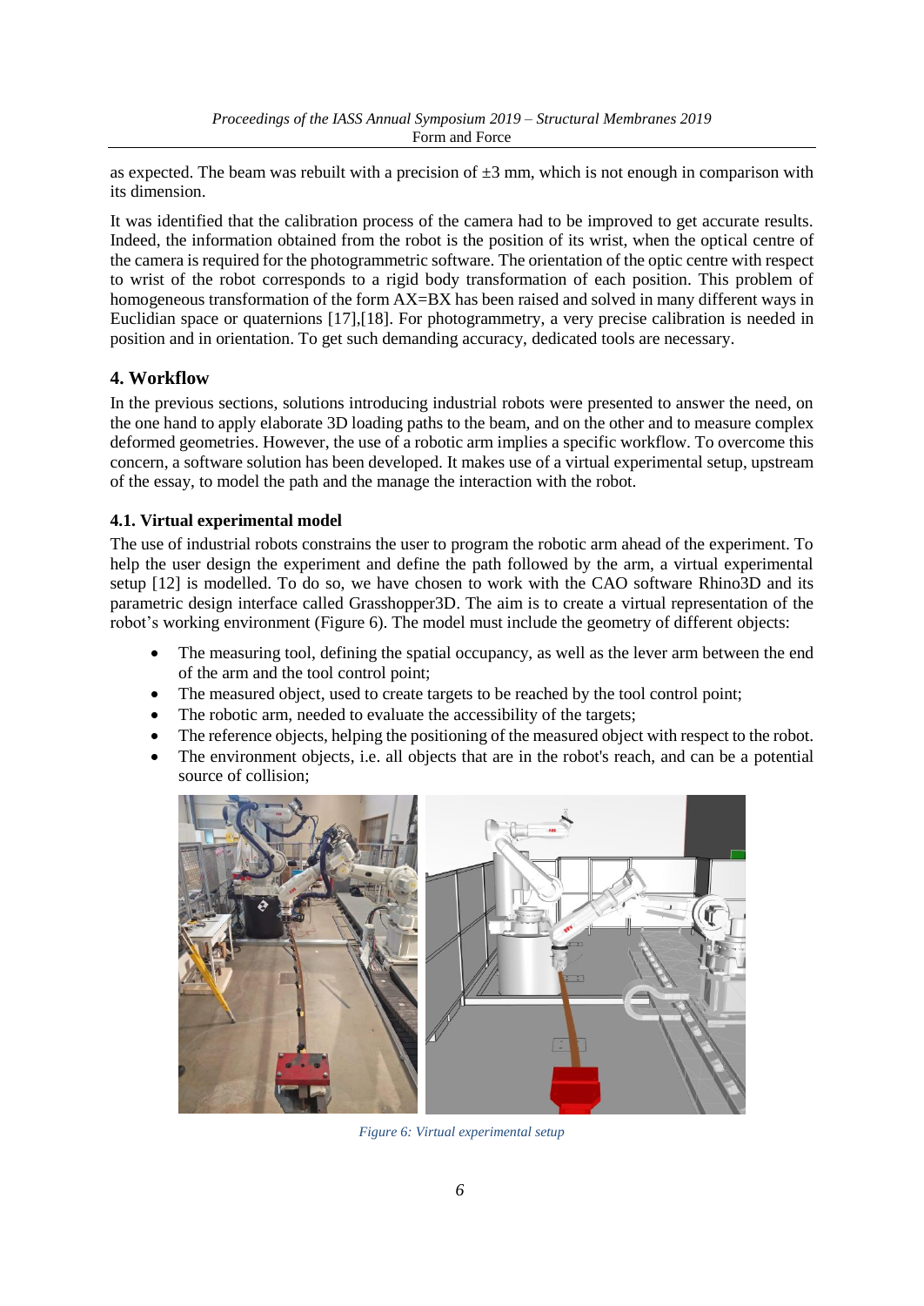as expected. The beam was rebuilt with a precision of ±3 mm, which is not enough in comparison with its dimension.

It was identified that the calibration process of the camera had to be improved to get accurate results. Indeed, the information obtained from the robot is the position of its wrist, when the optical centre of the camera is required for the photogrammetric software. The orientation of the optic centre with respect to wrist of the robot corresponds to a rigid body transformation of each position. This problem of homogeneous transformation of the form AX=BX has been raised and solved in many different ways in Euclidian space or quaternions [17],[18]. For photogrammetry, a very precise calibration is needed in position and in orientation. To get such demanding accuracy, dedicated tools are necessary.

## 4. Workflow

In the previous sections, solutions introducing industrial robots were presented to answer the need, on the one hand to apply elaborate 3D loading paths to the beam, and on the other and to measure complex deformed geometries. However, the use of a robotic arm implies a specific workflow. To overcome this concern, a software solution has been developed. It makes use of a virtual experimental setup, upstream of the essay, to model the path and the manage the interaction with the robot.

### 4.1. Virtual experimental model

The use of industrial robots constrains the user to program the robotic arm ahead of the experiment. To help the user design the experiment and define the path followed by the arm, a virtual experimental setup [12] is modelled. To do so, we have chosen to work with the CAO software Rhino3D and its parametric design interface called Grasshopper3D. The aim is to create a virtual representation of the robot's working environment (Figure 6). The model must include the geometry of different objects:

- The measuring tool, defining the spatial occupancy, as well as the lever arm between the end of the arm and the tool control point;
- The measured object, used to create targets to be reached by the tool control point;
- The robotic arm, needed to evaluate the accessibility of the targets;
- The reference objects, helping the positioning of the measured object with respect to the robot.
- The environment objects, i.e. all objects that are in the robot's reach, and can be a potential source of collision;

*Figure 6: Virtual experimental setup*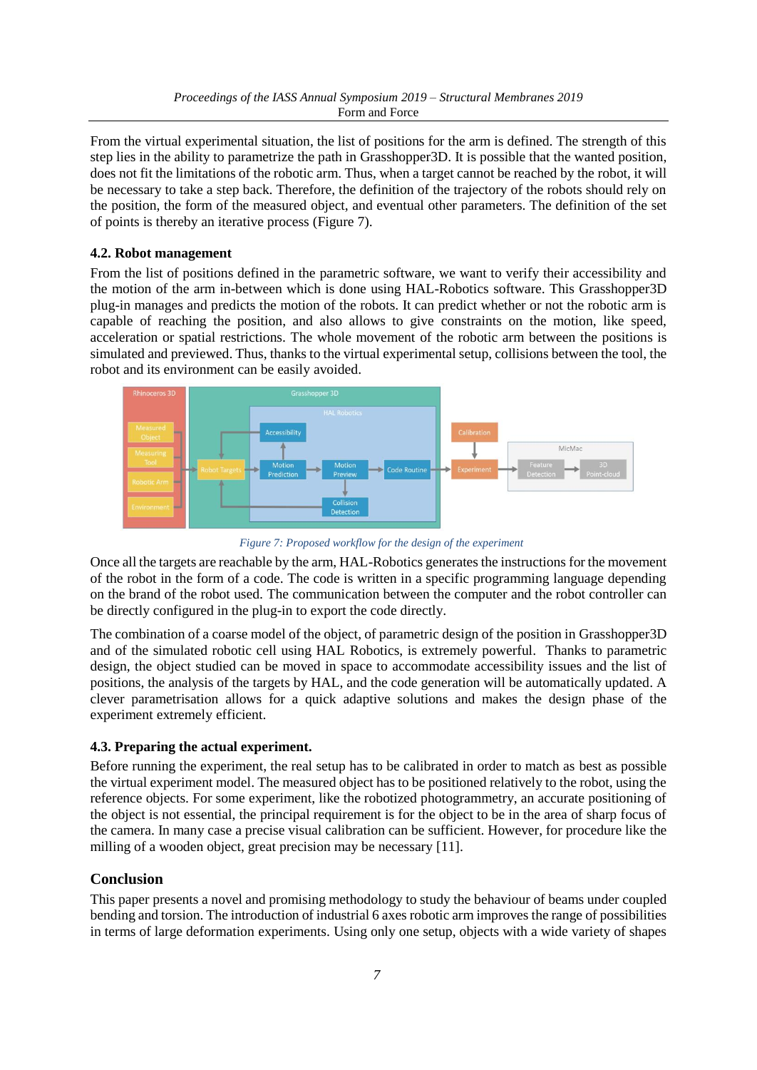From the virtual experimental situation, the list of positions for the arm is defined. The strength of this step lies in the ability to parametrize the path in Grasshopper3D. It is possible that the wanted position, does not fit the limitations of the robotic arm. Thus, when a target cannot be reached by the robot, it will be necessary to take a step back. Therefore, the definition of the trajectory of the robots should rely on the position, the form of the measured object, and eventual other parameters. The definition of the set of points is thereby an iterative process (Figure 7).

### 4.2. Robot management

From the list of positions defined in the parametric software, we want to verify their accessibility and the motion of the arm in-between which is done using HAL-Robotics software. This Grasshopper3D plug-in manages and predicts the motion of the robots. It can predict whether or not the robotic arm is capable of reaching the position, and also allows to give constraints on the motion, like speed, acceleration or spatial restrictions. The whole movement of the robotic arm between the positions is simulated and previewed. Thus, thanks to the virtual experimental setup, collisions between the tool, the robot and its environment can be easily avoided.

*Figure 7: Proposed workflow for the design of the experiment*

Once all the targets are reachable by the arm, HAL-Robotics generates the instructions for the movement of the robot in the form of a code. The code is written in a specific programming language depending on the brand of the robot used. The communication between the computer and the robot controller can be directly configured in the plug-in to export the code directly.

The combination of a coarse model of the object, of parametric design of the position in Grasshopper3D and of the simulated robotic cell using HAL Robotics, is extremely powerful. Thanks to parametric design, the object studied can be moved in space to accommodate accessibility issues and the list of positions, the analysis of the targets by HAL, and the code generation will be automatically updated. A clever parametrisation allows for a quick adaptive solutions and makes the design phase of the experiment extremely efficient.

### 4.3. Preparing the actual experiment.

Before running the experiment, the real setup has to be calibrated in order to match as best as possible the virtual experiment model. The measured object has to be positioned relatively to the robot, using the reference objects. For some experiment, like the robotized photogrammetry, an accurate positioning of the object is not essential, the principal requirement is for the object to be in the area of sharp focus of the camera. In many case a precise visual calibration can be sufficient. However, for procedure like the milling of a wooden object, great precision may be necessary [11].

## Conclusion

This paper presents a novel and promising methodology to study the behaviour of beams under coupled bending and torsion. The introduction of industrial 6 axes robotic arm improves the range of possibilities in terms of large deformation experiments. Using only one setup, objects with a wide variety of shapes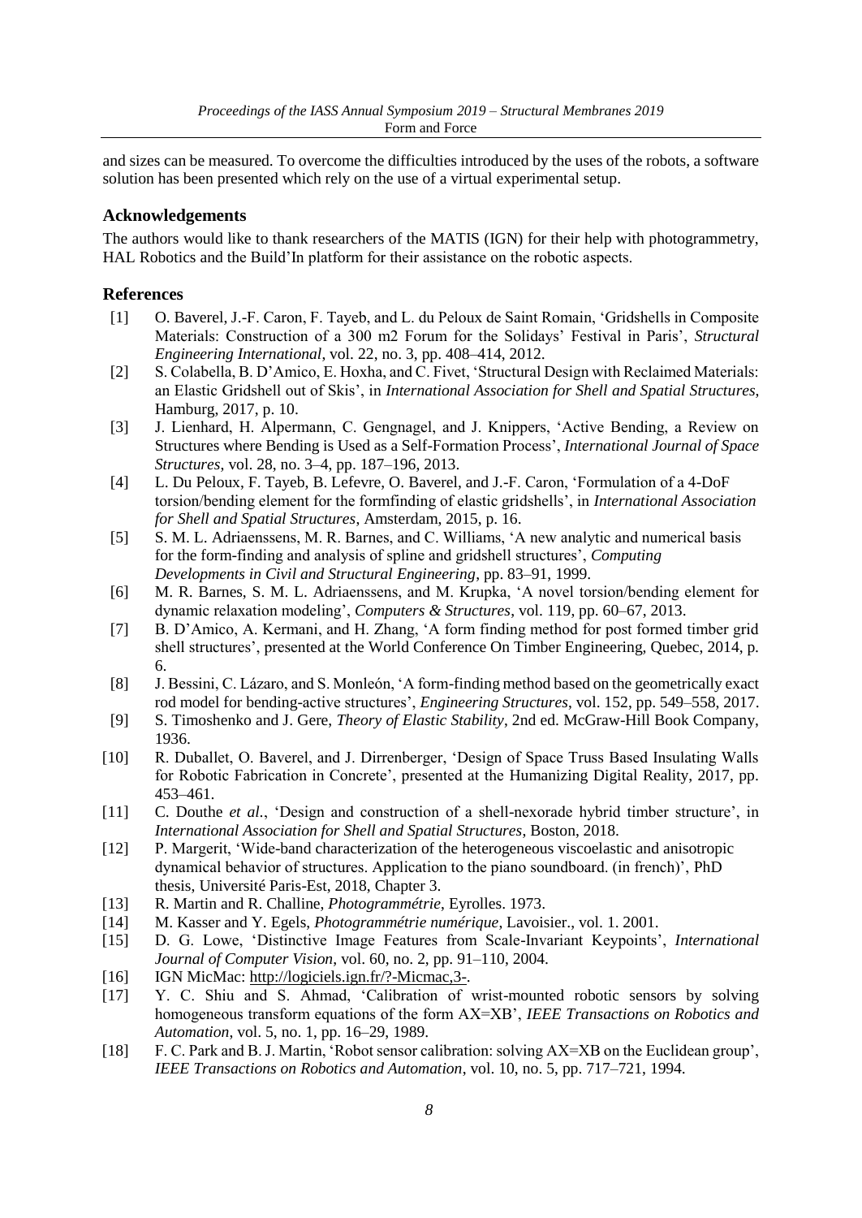and sizes can be measured. To overcome the difficulties introduced by the uses of the robots, a software solution has been presented which rely on the use of a virtual experimental setup.

## Acknowledgements

The authors would like to thank researchers of the MATIS (IGN) for their help with photogrammetry, HAL Robotics and the Build'In platform for their assistance on the robotic aspects.

## References

[1] O. Baverel, J.-F. Caron, F. Tayeb, and L. du Peloux de Saint Romain, 'Gridshells in Composite Materials: Construction of a 300 m2 Forum for the Solidays' Festival in Paris', *Structural Engineering International*, vol. 22, no. 3, pp. 408–414, 2012.

[2] S. Colabella, B. D'Amico, E. Hoxha, and C. Fivet, 'Structural Design with Reclaimed Materials: an Elastic Gridshell out of Skis', in *International Association for Shell and Spatial Structures*, Hamburg, 2017, p. 10.

[3] J. Lienhard, H. Alpermann, C. Gengnagel, and J. Knippers, 'Active Bending, a Review on Structures where Bending is Used as a Self-Formation Process', *International Journal of Space Structures*, vol. 28, no. 3–4, pp. 187–196, 2013.

[4] L. Du Peloux, F. Tayeb, B. Lefevre, O. Baverel, and J.-F. Caron, 'Formulation of a 4-DoF torsion/bending element for the formfinding of elastic gridshells', in *International Association for Shell and Spatial Structures*, Amsterdam, 2015, p. 16.

[5] S. M. L. Adriaenssens, M. R. Barnes, and C. Williams, 'A new analytic and numerical basis for the form-finding and analysis of spline and gridshell structures', *Computing Developments in Civil and Structural Engineering*, pp. 83–91, 1999.

[6] M. R. Barnes, S. M. L. Adriaenssens, and M. Krupka, 'A novel torsion/bending element for dynamic relaxation modeling', *Computers & Structures*, vol. 119, pp. 60–67, 2013.

[7] B. D'Amico, A. Kermani, and H. Zhang, 'A form finding method for post formed timber grid shell structures', presented at the World Conference On Timber Engineering, Quebec, 2014, p. 6.

[8] J. Bessini, C. Lázaro, and S. Monleón, 'A form-finding method based on the geometrically exact rod model for bending-active structures', *Engineering Structures*, vol. 152, pp. 549–558, 2017.

[9] S. Timoshenko and J. Gere, *Theory of Elastic Stability*, 2nd ed. McGraw-Hill Book Company, 1936.

[10] R. Duballet, O. Baverel, and J. Dirrenberger, 'Design of Space Truss Based Insulating Walls for Robotic Fabrication in Concrete', presented at the Humanizing Digital Reality, 2017, pp. 453–461.

[11] C. Douthe *et al.*, 'Design and construction of a shell-nexorade hybrid timber structure', in *International Association for Shell and Spatial Structures*, Boston, 2018.

[12] P. Margerit, 'Wide-band characterization of the heterogeneous viscoelastic and anisotropic dynamical behavior of structures. Application to the piano soundboard. (in french)', PhD thesis, Université Paris-Est, 2018, Chapter 3.

[13] R. Martin and R. Challine, *Photogrammétrie*, Eyrolles. 1973.

[14] M. Kasser and Y. Egels, *Photogrammétrie numérique*, Lavoisier., vol. 1. 2001.

[15] D. G. Lowe, 'Distinctive Image Features from Scale-Invariant Keypoints', *International Journal of Computer Vision*, vol. 60, no. 2, pp. 91–110, 2004.

[16] IGN MicMac: http://logiciels.ign.fr/?-Micmac,3-.

[17] Y. C. Shiu and S. Ahmad, 'Calibration of wrist-mounted robotic sensors by solving homogeneous transform equations of the form AX=XB', *IEEE Transactions on Robotics and Automation*, vol. 5, no. 1, pp. 16–29, 1989.

[18] F. C. Park and B. J. Martin, 'Robot sensor calibration: solving AX=XB on the Euclidean group', *IEEE Transactions on Robotics and Automation*, vol. 10, no. 5, pp. 717–721, 1994.